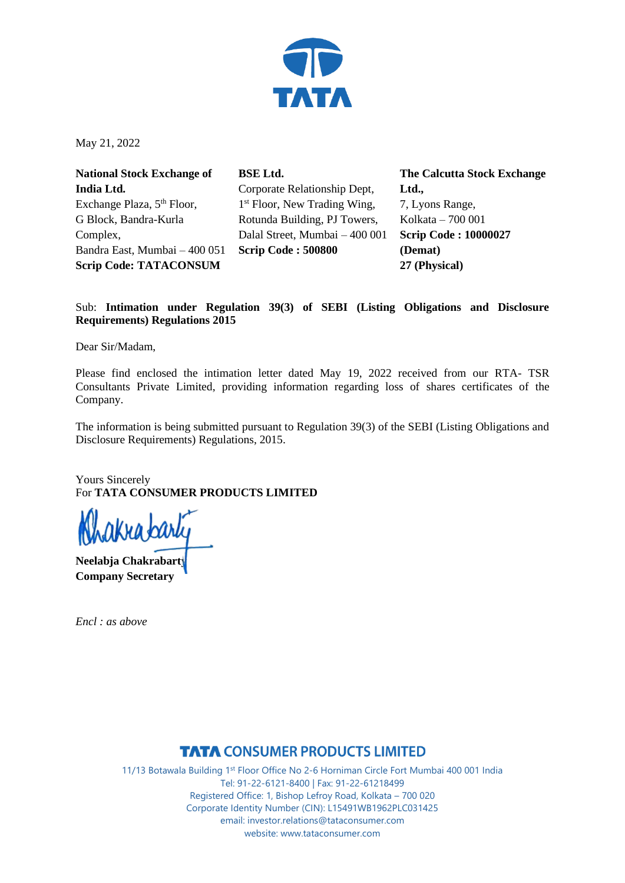May 21, 2022

**National Stock Exchange of India Ltd.**
Exchange Plaza, 5th Floor,
G Block, Bandra-Kurla Complex,
Bandra East, Mumbai – 400 051
**Scrip Code: TATACONSUM**

**BSE Ltd.**
Corporate Relationship Dept,
1st Floor, New Trading Wing,
Rotunda Building, PJ Towers,
Dalal Street, Mumbai – 400 001
**Scrip Code : 500800**

**The Calcutta Stock Exchange Ltd.,**
7, Lyons Range,
Kolkata – 700 001
**Scrip Code : 10000027 (Demat)**
**27 (Physical)**

Sub: **Intimation under Regulation 39(3) of SEBI (Listing Obligations and Disclosure Requirements) Regulations 2015**

Dear Sir/Madam,

Please find enclosed the intimation letter dated May 19, 2022 received from our RTA- TSR Consultants Private Limited, providing information regarding loss of shares certificates of the Company.

The information is being submitted pursuant to Regulation 39(3) of the SEBI (Listing Obligations and Disclosure Requirements) Regulations, 2015.

Yours Sincerely
For **TATA CONSUMER PRODUCTS LIMITED**

**Neelabja Chakrabarty**
**Company Secretary**

*Encl : as above*

**TATA CONSUMER PRODUCTS LIMITED**
11/13 Botawala Building 1st Floor Office No 2-6 Horniman Circle Fort Mumbai 400 001 India
Tel: 91-22-6121-8400 | Fax: 91-22-61218499
Registered Office: 1, Bishop Lefroy Road, Kolkata – 700 020
Corporate Identity Number (CIN): L15491WB1962PLC031425
email: investor.relations@tataconsumer.com
website: www.tataconsumer.com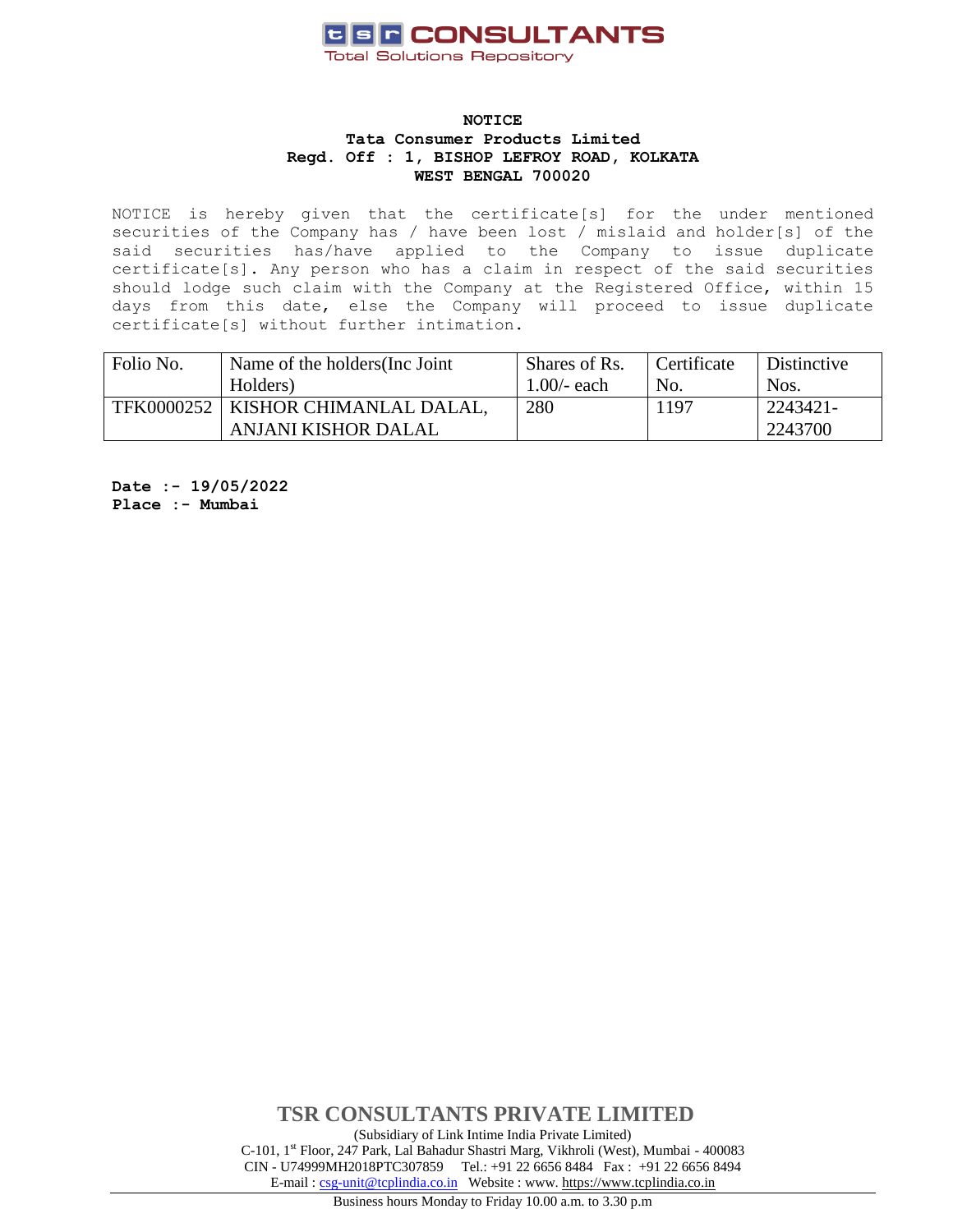**tsr CONSULTANTS**
Total Solutions Repository

**NOTICE**
**Tata Consumer Products Limited**
**Regd. Off : 1, BISHOP LEFROY ROAD, KOLKATA**
**WEST BENGAL 700020**

NOTICE is hereby given that the certificate[s] for the under mentioned securities of the Company has / have been lost / mislaid and holder[s] of the said securities has/have applied to the Company to issue duplicate certificate[s]. Any person who has a claim in respect of the said securities should lodge such claim with the Company at the Registered Office, within 15 days from this date, else the Company will proceed to issue duplicate certificate[s] without further intimation.

| Folio No. | Name of the holders(Inc Joint Holders) | Shares of Rs. 1.00/- each | Certificate No. | Distinctive Nos. |
|---|---|---|---|---|
| TFK0000252 | KISHOR CHIMANLAL DALAL, ANJANI KISHOR DALAL | 280 | 1197 | 2243421-2243700 |

**Date :- 19/05/2022**
**Place :- Mumbai**

**TSR CONSULTANTS PRIVATE LIMITED**
(Subsidiary of Link Intime India Private Limited)
C-101, 1st Floor, 247 Park, Lal Bahadur Shastri Marg, Vikhroli (West), Mumbai - 400083
CIN - U74999MH2018PTC307859 Tel.: +91 22 6656 8484 Fax : +91 22 6656 8494
E-mail : csg-unit@tcplindia.co.in Website : www. https://www.tcplindia.co.in
Business hours Monday to Friday 10.00 a.m. to 3.30 p.m